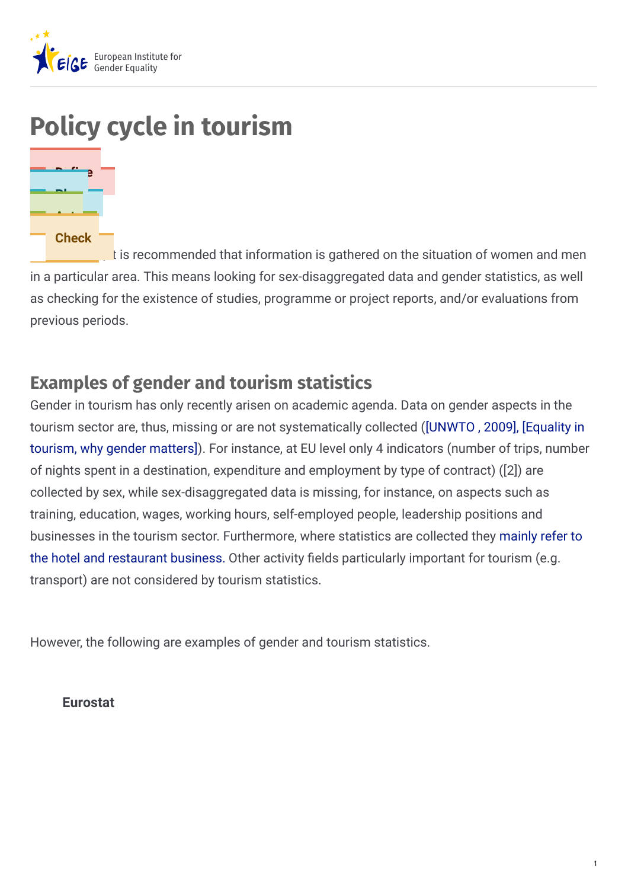European Institute for Gender Equality

# Policy cycle in tourism

Define

Plan

Act

Check

...t is recommended that information is gathered on the situation of women and men in a particular area. This means looking for sex-disaggregated data and gender statistics, as well as checking for the existence of studies, programme or project reports, and/or evaluations from previous periods.

## Examples of gender and tourism statistics

Gender in tourism has only recently arisen on academic agenda. Data on gender aspects in the tourism sector are, thus, missing or are not systematically collected ([UNWTO , 2009], [Equality in tourism, why gender matters]). For instance, at EU level only 4 indicators (number of trips, number of nights spent in a destination, expenditure and employment by type of contract) ([2]) are collected by sex, while sex-disaggregated data is missing, for instance, on aspects such as training, education, wages, working hours, self-employed people, leadership positions and businesses in the tourism sector. Furthermore, where statistics are collected they mainly refer to the hotel and restaurant business. Other activity fields particularly important for tourism (e.g. transport) are not considered by tourism statistics.

However, the following are examples of gender and tourism statistics.

**Eurostat**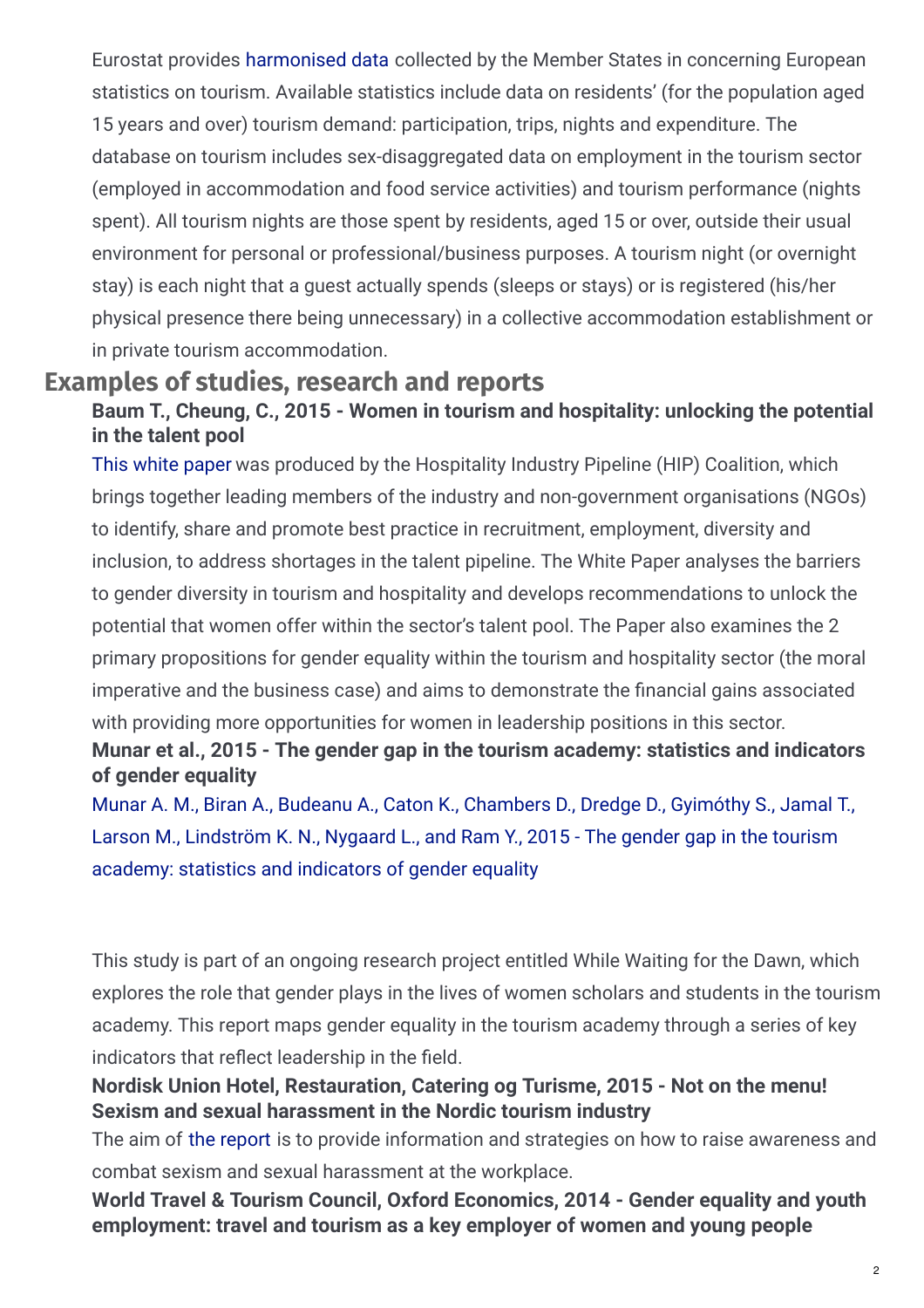Eurostat provides harmonised data collected by the Member States in concerning European statistics on tourism. Available statistics include data on residents' (for the population aged 15 years and over) tourism demand: participation, trips, nights and expenditure. The database on tourism includes sex-disaggregated data on employment in the tourism sector (employed in accommodation and food service activities) and tourism performance (nights spent). All tourism nights are those spent by residents, aged 15 or over, outside their usual environment for personal or professional/business purposes. A tourism night (or overnight stay) is each night that a guest actually spends (sleeps or stays) or is registered (his/her physical presence there being unnecessary) in a collective accommodation establishment or in private tourism accommodation.

## Examples of studies, research and reports

### Baum T., Cheung, C., 2015 - Women in tourism and hospitality: unlocking the potential in the talent pool

This white paper was produced by the Hospitality Industry Pipeline (HIP) Coalition, which brings together leading members of the industry and non-government organisations (NGOs) to identify, share and promote best practice in recruitment, employment, diversity and inclusion, to address shortages in the talent pipeline. The White Paper analyses the barriers to gender diversity in tourism and hospitality and develops recommendations to unlock the potential that women offer within the sector's talent pool. The Paper also examines the 2 primary propositions for gender equality within the tourism and hospitality sector (the moral imperative and the business case) and aims to demonstrate the financial gains associated with providing more opportunities for women in leadership positions in this sector.

### Munar et al., 2015 - The gender gap in the tourism academy: statistics and indicators of gender equality

Munar A. M., Biran A., Budeanu A., Caton K., Chambers D., Dredge D., Gyimóthy S., Jamal T., Larson M., Lindström K. N., Nygaard L., and Ram Y., 2015 - The gender gap in the tourism academy: statistics and indicators of gender equality

This study is part of an ongoing research project entitled While Waiting for the Dawn, which explores the role that gender plays in the lives of women scholars and students in the tourism academy. This report maps gender equality in the tourism academy through a series of key indicators that reflect leadership in the field.

### Nordisk Union Hotel, Restauration, Catering og Turisme, 2015 - Not on the menu! Sexism and sexual harassment in the Nordic tourism industry

The aim of the report is to provide information and strategies on how to raise awareness and combat sexism and sexual harassment at the workplace.

### World Travel & Tourism Council, Oxford Economics, 2014 - Gender equality and youth employment: travel and tourism as a key employer of women and young people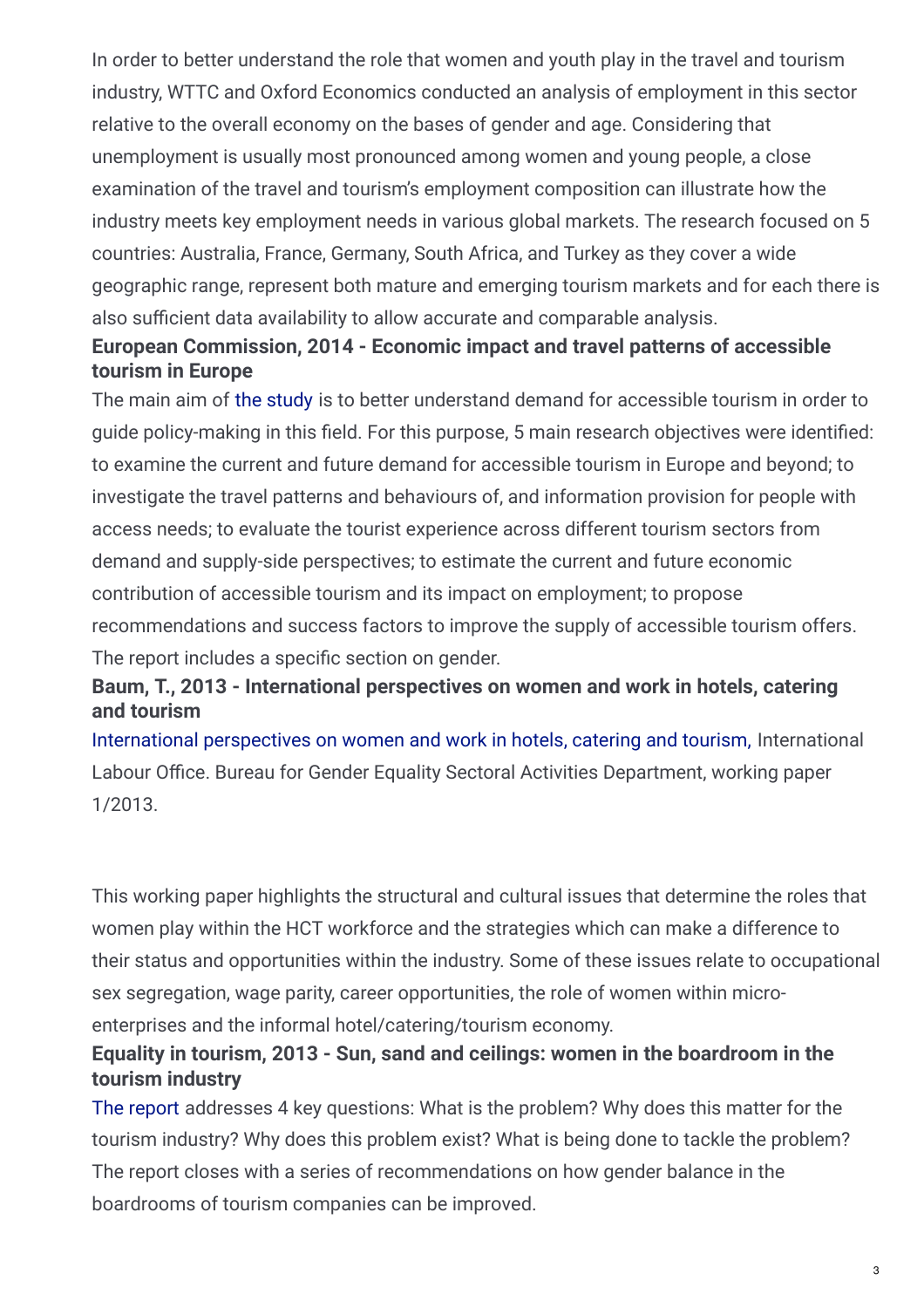In order to better understand the role that women and youth play in the travel and tourism industry, WTTC and Oxford Economics conducted an analysis of employment in this sector relative to the overall economy on the bases of gender and age. Considering that unemployment is usually most pronounced among women and young people, a close examination of the travel and tourism's employment composition can illustrate how the industry meets key employment needs in various global markets. The research focused on 5 countries: Australia, France, Germany, South Africa, and Turkey as they cover a wide geographic range, represent both mature and emerging tourism markets and for each there is also sufficient data availability to allow accurate and comparable analysis.

### European Commission, 2014 - Economic impact and travel patterns of accessible tourism in Europe

The main aim of the study is to better understand demand for accessible tourism in order to guide policy-making in this field. For this purpose, 5 main research objectives were identified: to examine the current and future demand for accessible tourism in Europe and beyond; to investigate the travel patterns and behaviours of, and information provision for people with access needs; to evaluate the tourist experience across different tourism sectors from demand and supply-side perspectives; to estimate the current and future economic contribution of accessible tourism and its impact on employment; to propose recommendations and success factors to improve the supply of accessible tourism offers. The report includes a specific section on gender.

### Baum, T., 2013 - International perspectives on women and work in hotels, catering and tourism

International perspectives on women and work in hotels, catering and tourism, International Labour Office. Bureau for Gender Equality Sectoral Activities Department, working paper 1/2013.

This working paper highlights the structural and cultural issues that determine the roles that women play within the HCT workforce and the strategies which can make a difference to their status and opportunities within the industry. Some of these issues relate to occupational sex segregation, wage parity, career opportunities, the role of women within micro-enterprises and the informal hotel/catering/tourism economy.

### Equality in tourism, 2013 - Sun, sand and ceilings: women in the boardroom in the tourism industry

The report addresses 4 key questions: What is the problem? Why does this matter for the tourism industry? Why does this problem exist? What is being done to tackle the problem? The report closes with a series of recommendations on how gender balance in the boardrooms of tourism companies can be improved.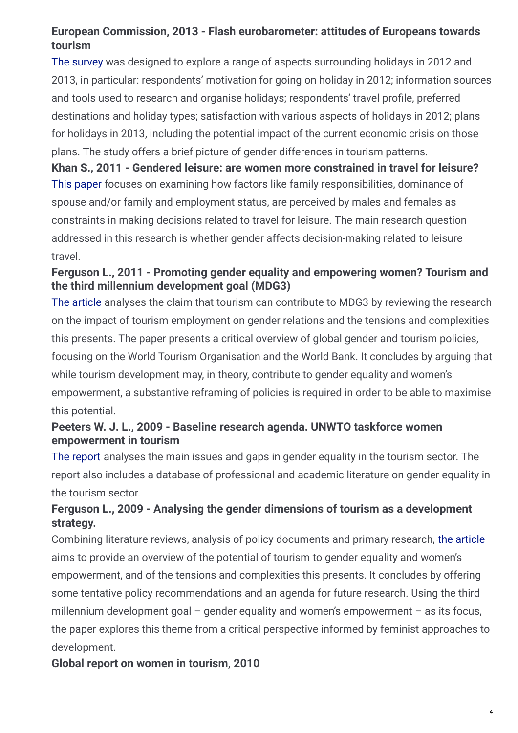**European Commission, 2013 - Flash eurobarometer: attitudes of Europeans towards tourism**

The survey was designed to explore a range of aspects surrounding holidays in 2012 and 2013, in particular: respondents' motivation for going on holiday in 2012; information sources and tools used to research and organise holidays; respondents' travel profile, preferred destinations and holiday types; satisfaction with various aspects of holidays in 2012; plans for holidays in 2013, including the potential impact of the current economic crisis on those plans. The study offers a brief picture of gender differences in tourism patterns.

**Khan S., 2011 - Gendered leisure: are women more constrained in travel for leisure?**

This paper focuses on examining how factors like family responsibilities, dominance of spouse and/or family and employment status, are perceived by males and females as constraints in making decisions related to travel for leisure. The main research question addressed in this research is whether gender affects decision-making related to leisure travel.

**Ferguson L., 2011 - Promoting gender equality and empowering women? Tourism and the third millennium development goal (MDG3)**

The article analyses the claim that tourism can contribute to MDG3 by reviewing the research on the impact of tourism employment on gender relations and the tensions and complexities this presents. The paper presents a critical overview of global gender and tourism policies, focusing on the World Tourism Organisation and the World Bank. It concludes by arguing that while tourism development may, in theory, contribute to gender equality and women's empowerment, a substantive reframing of policies is required in order to be able to maximise this potential.

**Peeters W. J. L., 2009 - Baseline research agenda. UNWTO taskforce women empowerment in tourism**

The report analyses the main issues and gaps in gender equality in the tourism sector. The report also includes a database of professional and academic literature on gender equality in the tourism sector.

**Ferguson L., 2009 - Analysing the gender dimensions of tourism as a development strategy.**

Combining literature reviews, analysis of policy documents and primary research, the article aims to provide an overview of the potential of tourism to gender equality and women's empowerment, and of the tensions and complexities this presents. It concludes by offering some tentative policy recommendations and an agenda for future research. Using the third millennium development goal – gender equality and women's empowerment – as its focus, the paper explores this theme from a critical perspective informed by feminist approaches to development.

**Global report on women in tourism, 2010**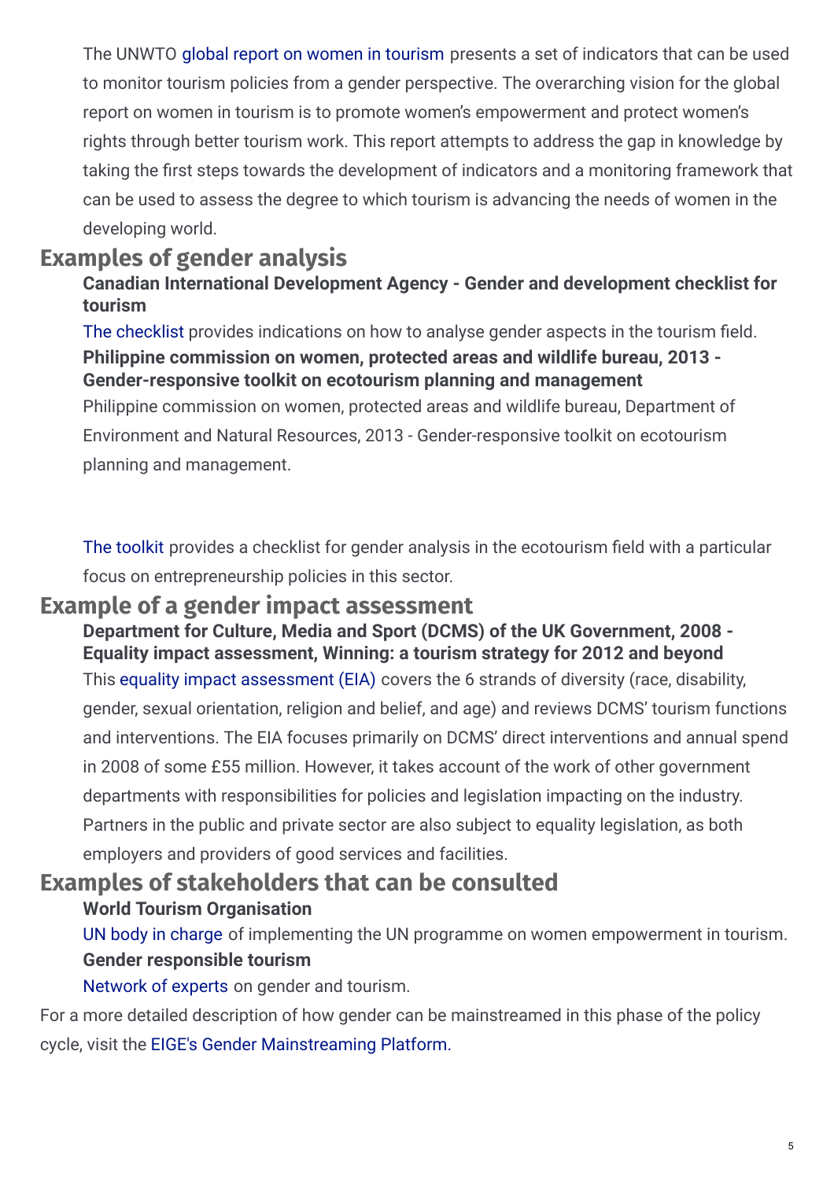The UNWTO global report on women in tourism presents a set of indicators that can be used to monitor tourism policies from a gender perspective. The overarching vision for the global report on women in tourism is to promote women's empowerment and protect women's rights through better tourism work. This report attempts to address the gap in knowledge by taking the first steps towards the development of indicators and a monitoring framework that can be used to assess the degree to which tourism is advancing the needs of women in the developing world.

## Examples of gender analysis

### Canadian International Development Agency - Gender and development checklist for tourism

The checklist provides indications on how to analyse gender aspects in the tourism field.

### Philippine commission on women, protected areas and wildlife bureau, 2013 - Gender-responsive toolkit on ecotourism planning and management

Philippine commission on women, protected areas and wildlife bureau, Department of Environment and Natural Resources, 2013 - Gender-responsive toolkit on ecotourism planning and management.

The toolkit provides a checklist for gender analysis in the ecotourism field with a particular focus on entrepreneurship policies in this sector.

## Example of a gender impact assessment

### Department for Culture, Media and Sport (DCMS) of the UK Government, 2008 - Equality impact assessment, Winning: a tourism strategy for 2012 and beyond

This equality impact assessment (EIA) covers the 6 strands of diversity (race, disability, gender, sexual orientation, religion and belief, and age) and reviews DCMS' tourism functions and interventions. The EIA focuses primarily on DCMS' direct interventions and annual spend in 2008 of some £55 million. However, it takes account of the work of other government departments with responsibilities for policies and legislation impacting on the industry. Partners in the public and private sector are also subject to equality legislation, as both employers and providers of good services and facilities.

## Examples of stakeholders that can be consulted

### World Tourism Organisation

UN body in charge of implementing the UN programme on women empowerment in tourism.

### Gender responsible tourism

Network of experts on gender and tourism.

For a more detailed description of how gender can be mainstreamed in this phase of the policy cycle, visit the EIGE's Gender Mainstreaming Platform.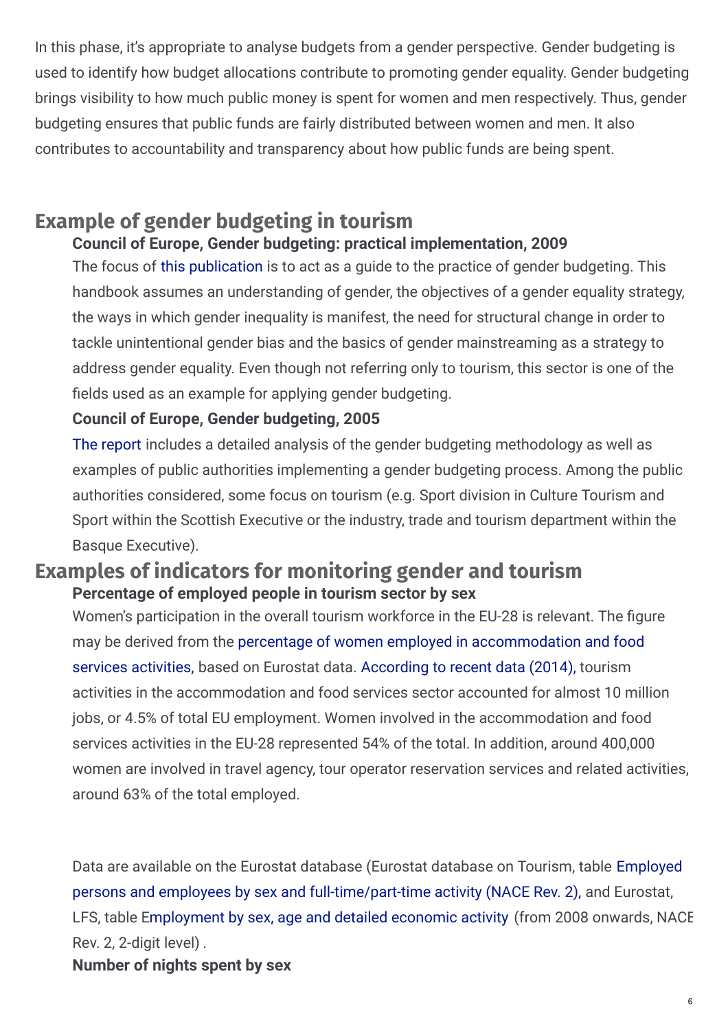In this phase, it's appropriate to analyse budgets from a gender perspective. Gender budgeting is used to identify how budget allocations contribute to promoting gender equality. Gender budgeting brings visibility to how much public money is spent for women and men respectively. Thus, gender budgeting ensures that public funds are fairly distributed between women and men. It also contributes to accountability and transparency about how public funds are being spent.

## Example of gender budgeting in tourism

**Council of Europe, Gender budgeting: practical implementation, 2009**

The focus of this publication is to act as a guide to the practice of gender budgeting. This handbook assumes an understanding of gender, the objectives of a gender equality strategy, the ways in which gender inequality is manifest, the need for structural change in order to tackle unintentional gender bias and the basics of gender mainstreaming as a strategy to address gender equality. Even though not referring only to tourism, this sector is one of the fields used as an example for applying gender budgeting.

**Council of Europe, Gender budgeting, 2005**

The report includes a detailed analysis of the gender budgeting methodology as well as examples of public authorities implementing a gender budgeting process. Among the public authorities considered, some focus on tourism (e.g. Sport division in Culture Tourism and Sport within the Scottish Executive or the industry, trade and tourism department within the Basque Executive).

## Examples of indicators for monitoring gender and tourism

**Percentage of employed people in tourism sector by sex**

Women's participation in the overall tourism workforce in the EU-28 is relevant. The figure may be derived from the percentage of women employed in accommodation and food services activities, based on Eurostat data. According to recent data (2014), tourism activities in the accommodation and food services sector accounted for almost 10 million jobs, or 4.5% of total EU employment. Women involved in the accommodation and food services activities in the EU-28 represented 54% of the total. In addition, around 400,000 women are involved in travel agency, tour operator reservation services and related activities, around 63% of the total employed.

Data are available on the Eurostat database (Eurostat database on Tourism, table Employed persons and employees by sex and full-time/part-time activity (NACE Rev. 2), and Eurostat, LFS, table Employment by sex, age and detailed economic activity (from 2008 onwards, NACE Rev. 2, 2-digit level) .

**Number of nights spent by sex**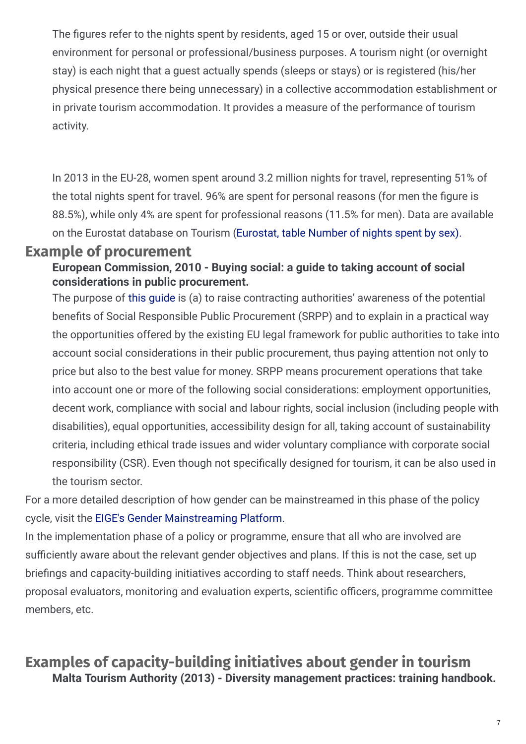The figures refer to the nights spent by residents, aged 15 or over, outside their usual environment for personal or professional/business purposes. A tourism night (or overnight stay) is each night that a guest actually spends (sleeps or stays) or is registered (his/her physical presence there being unnecessary) in a collective accommodation establishment or in private tourism accommodation. It provides a measure of the performance of tourism activity.

In 2013 in the EU-28, women spent around 3.2 million nights for travel, representing 51% of the total nights spent for travel. 96% are spent for personal reasons (for men the figure is 88.5%), while only 4% are spent for professional reasons (11.5% for men). Data are available on the Eurostat database on Tourism (Eurostat, table Number of nights spent by sex).

## Example of procurement

**European Commission, 2010 - Buying social: a guide to taking account of social considerations in public procurement.**

The purpose of this guide is (a) to raise contracting authorities' awareness of the potential benefits of Social Responsible Public Procurement (SRPP) and to explain in a practical way the opportunities offered by the existing EU legal framework for public authorities to take into account social considerations in their public procurement, thus paying attention not only to price but also to the best value for money. SRPP means procurement operations that take into account one or more of the following social considerations: employment opportunities, decent work, compliance with social and labour rights, social inclusion (including people with disabilities), equal opportunities, accessibility design for all, taking account of sustainability criteria, including ethical trade issues and wider voluntary compliance with corporate social responsibility (CSR). Even though not specifically designed for tourism, it can be also used in the tourism sector.

For a more detailed description of how gender can be mainstreamed in this phase of the policy cycle, visit the EIGE's Gender Mainstreaming Platform.

In the implementation phase of a policy or programme, ensure that all who are involved are sufficiently aware about the relevant gender objectives and plans. If this is not the case, set up briefings and capacity-building initiatives according to staff needs. Think about researchers, proposal evaluators, monitoring and evaluation experts, scientific officers, programme committee members, etc.

## Examples of capacity-building initiatives about gender in tourism

**Malta Tourism Authority (2013) - Diversity management practices: training handbook.**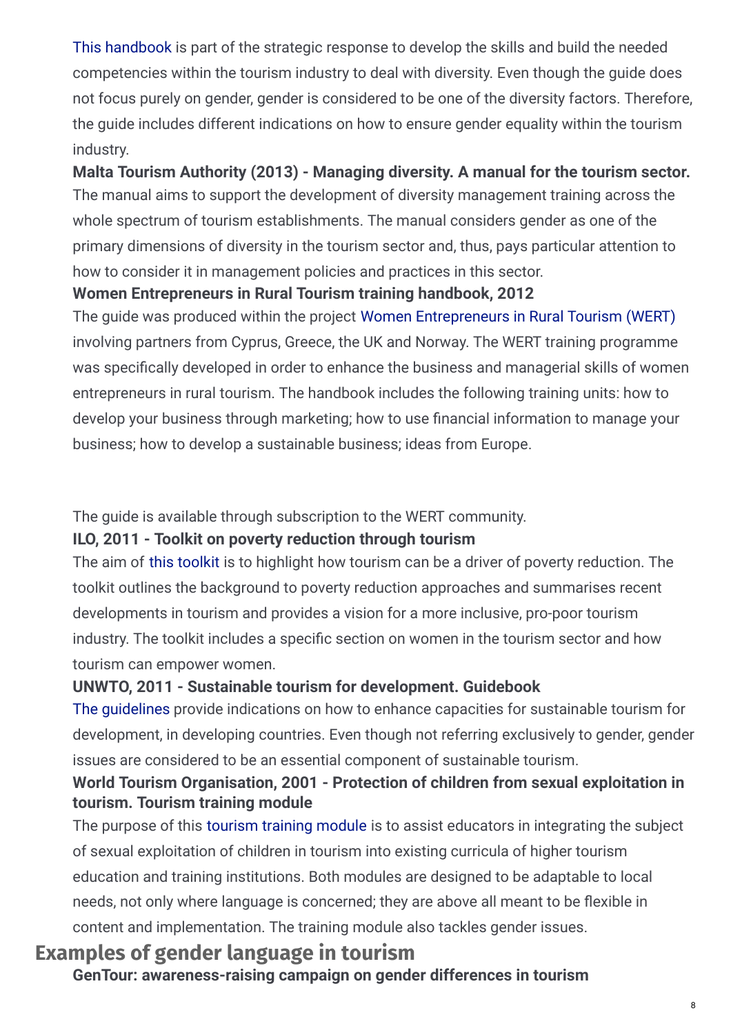This handbook is part of the strategic response to develop the skills and build the needed competencies within the tourism industry to deal with diversity. Even though the guide does not focus purely on gender, gender is considered to be one of the diversity factors. Therefore, the guide includes different indications on how to ensure gender equality within the tourism industry.

**Malta Tourism Authority (2013) - Managing diversity. A manual for the tourism sector.**

The manual aims to support the development of diversity management training across the whole spectrum of tourism establishments. The manual considers gender as one of the primary dimensions of diversity in the tourism sector and, thus, pays particular attention to how to consider it in management policies and practices in this sector.

**Women Entrepreneurs in Rural Tourism training handbook, 2012**

The guide was produced within the project Women Entrepreneurs in Rural Tourism (WERT) involving partners from Cyprus, Greece, the UK and Norway. The WERT training programme was specifically developed in order to enhance the business and managerial skills of women entrepreneurs in rural tourism. The handbook includes the following training units: how to develop your business through marketing; how to use financial information to manage your business; how to develop a sustainable business; ideas from Europe.

The guide is available through subscription to the WERT community.

**ILO, 2011 - Toolkit on poverty reduction through tourism**

The aim of this toolkit is to highlight how tourism can be a driver of poverty reduction. The toolkit outlines the background to poverty reduction approaches and summarises recent developments in tourism and provides a vision for a more inclusive, pro-poor tourism industry. The toolkit includes a specific section on women in the tourism sector and how tourism can empower women.

**UNWTO, 2011 - Sustainable tourism for development. Guidebook**

The guidelines provide indications on how to enhance capacities for sustainable tourism for development, in developing countries. Even though not referring exclusively to gender, gender issues are considered to be an essential component of sustainable tourism.

**World Tourism Organisation, 2001 - Protection of children from sexual exploitation in tourism. Tourism training module**

The purpose of this tourism training module is to assist educators in integrating the subject of sexual exploitation of children in tourism into existing curricula of higher tourism education and training institutions. Both modules are designed to be adaptable to local needs, not only where language is concerned; they are above all meant to be flexible in content and implementation. The training module also tackles gender issues.

## Examples of gender language in tourism

**GenTour: awareness-raising campaign on gender differences in tourism**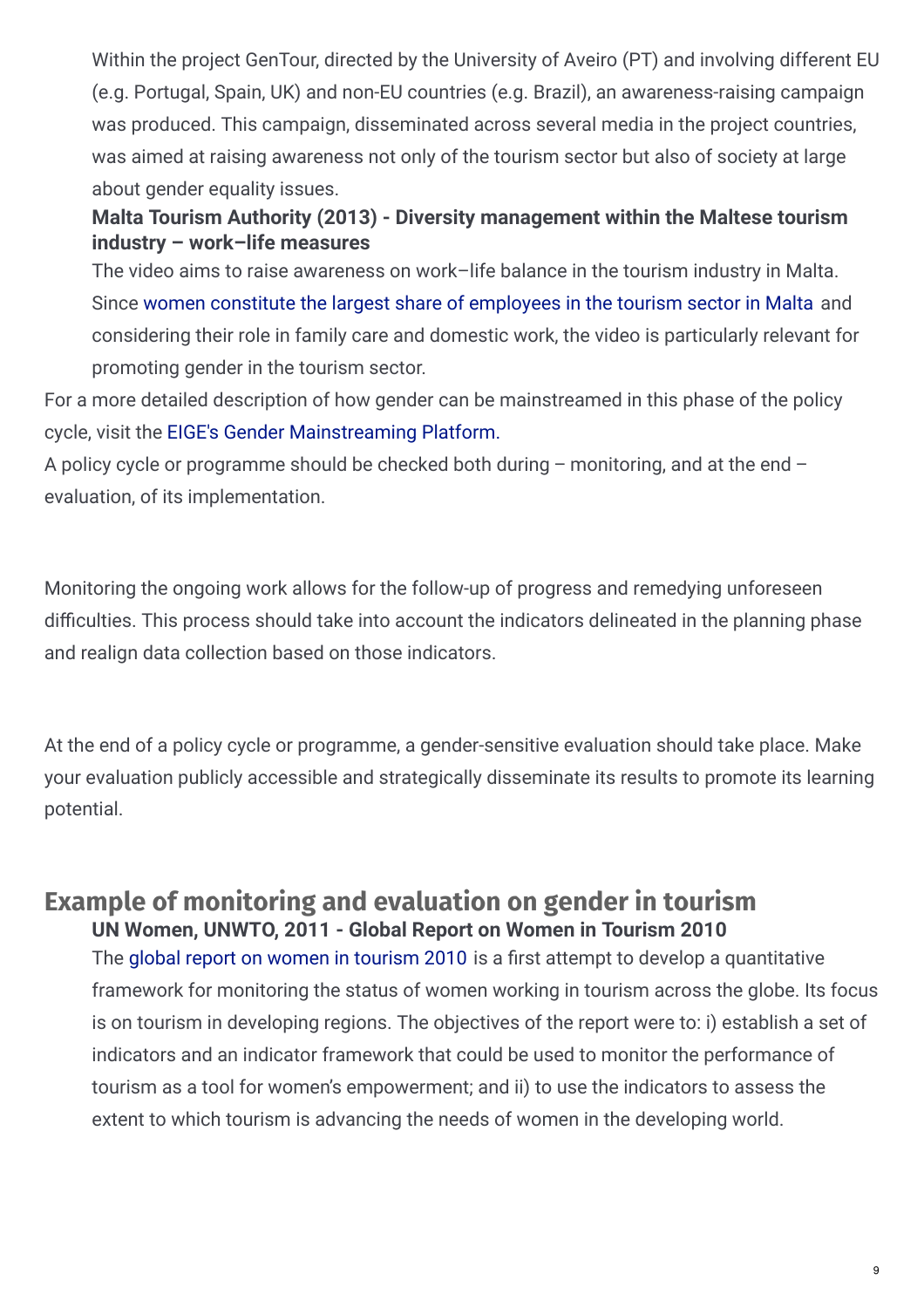Within the project GenTour, directed by the University of Aveiro (PT) and involving different EU (e.g. Portugal, Spain, UK) and non-EU countries (e.g. Brazil), an awareness-raising campaign was produced. This campaign, disseminated across several media in the project countries, was aimed at raising awareness not only of the tourism sector but also of society at large about gender equality issues.

**Malta Tourism Authority (2013) - Diversity management within the Maltese tourism industry – work–life measures**

The video aims to raise awareness on work–life balance in the tourism industry in Malta. Since women constitute the largest share of employees in the tourism sector in Malta and considering their role in family care and domestic work, the video is particularly relevant for promoting gender in the tourism sector.

For a more detailed description of how gender can be mainstreamed in this phase of the policy cycle, visit the EIGE's Gender Mainstreaming Platform.

A policy cycle or programme should be checked both during – monitoring, and at the end – evaluation, of its implementation.

Monitoring the ongoing work allows for the follow-up of progress and remedying unforeseen difficulties. This process should take into account the indicators delineated in the planning phase and realign data collection based on those indicators.

At the end of a policy cycle or programme, a gender-sensitive evaluation should take place. Make your evaluation publicly accessible and strategically disseminate its results to promote its learning potential.

## Example of monitoring and evaluation on gender in tourism

**UN Women, UNWTO, 2011 - Global Report on Women in Tourism 2010**

The global report on women in tourism 2010 is a first attempt to develop a quantitative framework for monitoring the status of women working in tourism across the globe. Its focus is on tourism in developing regions. The objectives of the report were to: i) establish a set of indicators and an indicator framework that could be used to monitor the performance of tourism as a tool for women's empowerment; and ii) to use the indicators to assess the extent to which tourism is advancing the needs of women in the developing world.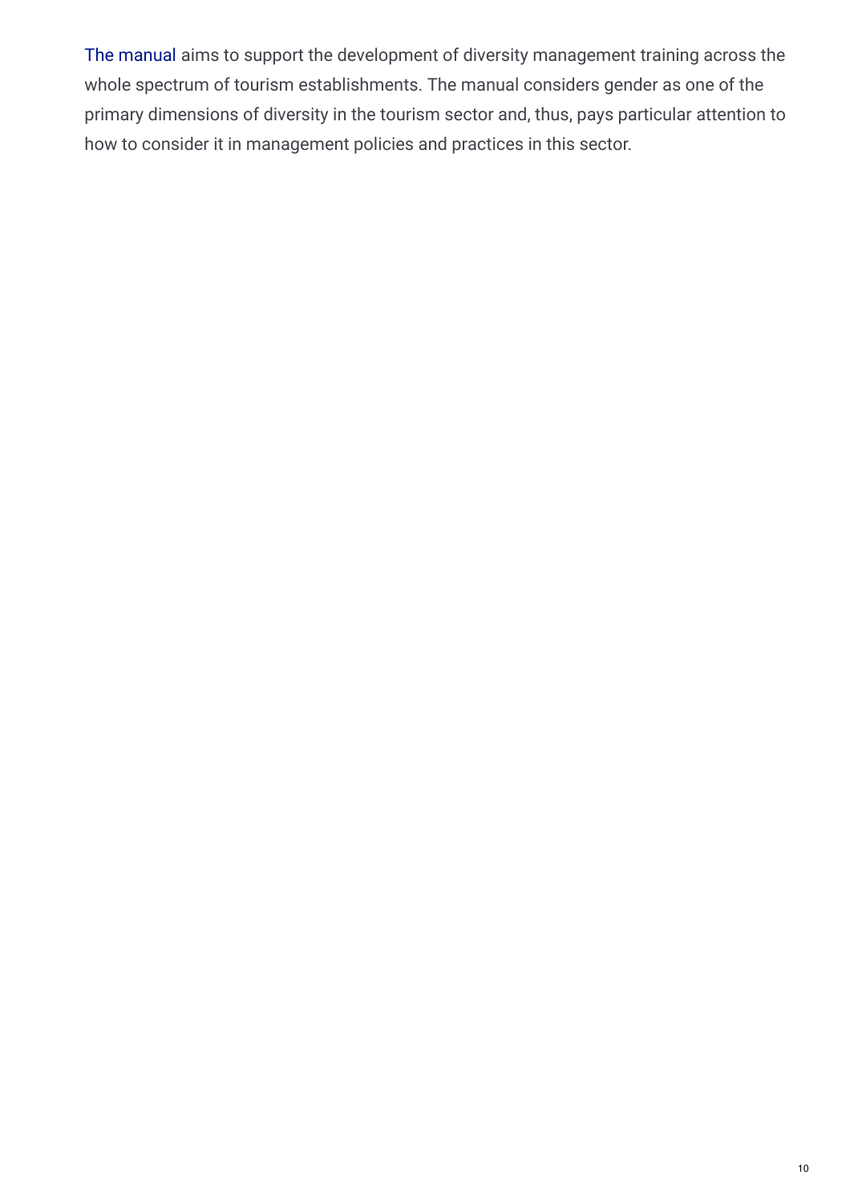The manual aims to support the development of diversity management training across the whole spectrum of tourism establishments. The manual considers gender as one of the primary dimensions of diversity in the tourism sector and, thus, pays particular attention to how to consider it in management policies and practices in this sector.